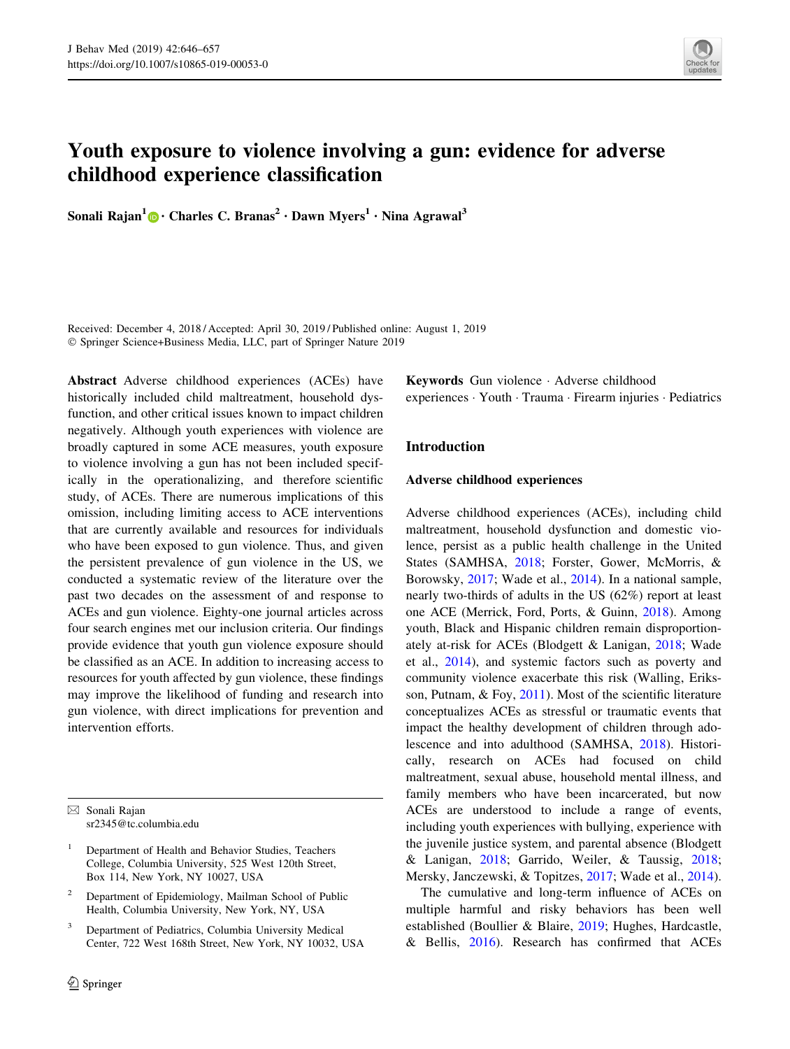# Youth exposure to violence involving a gun: evidence for adverse childhood experience classification

**Sonali Rajan[1] · Charles C. Branas[2] · Dawn Myers[1] · Nina Agrawal[3]**

Received: December 4, 2018 / Accepted: April 30, 2019 / Published online: August 1, 2019
© Springer Science+Business Media, LLC, part of Springer Nature 2019

**Abstract** Adverse childhood experiences (ACEs) have historically included child maltreatment, household dysfunction, and other critical issues known to impact children negatively. Although youth experiences with violence are broadly captured in some ACE measures, youth exposure to violence involving a gun has not been included specifically in the operationalizing, and therefore scientific study, of ACEs. There are numerous implications of this omission, including limiting access to ACE interventions that are currently available and resources for individuals who have been exposed to gun violence. Thus, and given the persistent prevalence of gun violence in the US, we conducted a systematic review of the literature over the past two decades on the assessment of and response to ACEs and gun violence. Eighty-one journal articles across four search engines met our inclusion criteria. Our findings provide evidence that youth gun violence exposure should be classified as an ACE. In addition to increasing access to resources for youth affected by gun violence, these findings may improve the likelihood of funding and research into gun violence, with direct implications for prevention and intervention efforts.

**Keywords** Gun violence · Adverse childhood experiences · Youth · Trauma · Firearm injuries · Pediatrics

✉ Sonali Rajan
sr2345@tc.columbia.edu

[1] Department of Health and Behavior Studies, Teachers College, Columbia University, 525 West 120th Street, Box 114, New York, NY 10027, USA

[2] Department of Epidemiology, Mailman School of Public Health, Columbia University, New York, NY, USA

[3] Department of Pediatrics, Columbia University Medical Center, 722 West 168th Street, New York, NY 10032, USA

## Introduction

### Adverse childhood experiences

Adverse childhood experiences (ACEs), including child maltreatment, household dysfunction and domestic violence, persist as a public health challenge in the United States (SAMHSA, 2018; Forster, Gower, McMorris, & Borowsky, 2017; Wade et al., 2014). In a national sample, nearly two-thirds of adults in the US (62%) report at least one ACE (Merrick, Ford, Ports, & Guinn, 2018). Among youth, Black and Hispanic children remain disproportionately at-risk for ACEs (Blodgett & Lanigan, 2018; Wade et al., 2014), and systemic factors such as poverty and community violence exacerbate this risk (Walling, Eriksson, Putnam, & Foy, 2011). Most of the scientific literature conceptualizes ACEs as stressful or traumatic events that impact the healthy development of children through adolescence and into adulthood (SAMHSA, 2018). Historically, research on ACEs had focused on child maltreatment, sexual abuse, household mental illness, and family members who have been incarcerated, but now ACEs are understood to include a range of events, including youth experiences with bullying, experience with the juvenile justice system, and parental absence (Blodgett & Lanigan, 2018; Garrido, Weiler, & Taussig, 2018; Mersky, Janczewski, & Topitzes, 2017; Wade et al., 2014).

The cumulative and long-term influence of ACEs on multiple harmful and risky behaviors has been well established (Boullier & Blaire, 2019; Hughes, Hardcastle, & Bellis, 2016). Research has confirmed that ACEs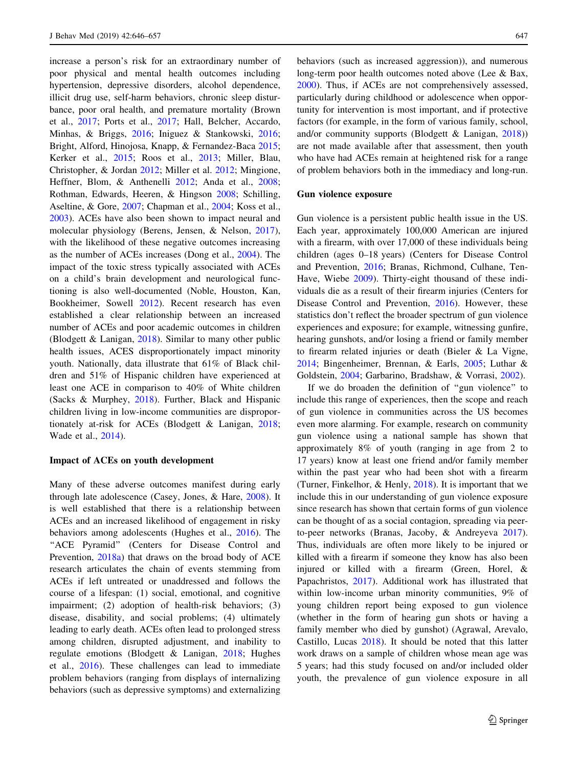increase a person's risk for an extraordinary number of poor physical and mental health outcomes including hypertension, depressive disorders, alcohol dependence, illicit drug use, self-harm behaviors, chronic sleep disturbance, poor oral health, and premature mortality (Brown et al., 2017; Ports et al., 2017; Hall, Belcher, Accardo, Minhas, & Briggs, 2016; Iniguez & Stankowski, 2016; Bright, Alford, Hinojosa, Knapp, & Fernandez-Baca 2015; Kerker et al., 2015; Roos et al., 2013; Miller, Blau, Christopher, & Jordan 2012; Miller et al. 2012; Mingione, Heffner, Blom, & Anthenelli 2012; Anda et al., 2008; Rothman, Edwards, Heeren, & Hingson 2008; Schilling, Aseltine, & Gore, 2007; Chapman et al., 2004; Koss et al., 2003). ACEs have also been shown to impact neural and molecular physiology (Berens, Jensen, & Nelson, 2017), with the likelihood of these negative outcomes increasing as the number of ACEs increases (Dong et al., 2004). The impact of the toxic stress typically associated with ACEs on a child's brain development and neurological functioning is also well-documented (Noble, Houston, Kan, Bookheimer, Sowell 2012). Recent research has even established a clear relationship between an increased number of ACEs and poor academic outcomes in children (Blodgett & Lanigan, 2018). Similar to many other public health issues, ACES disproportionately impact minority youth. Nationally, data illustrate that 61% of Black children and 51% of Hispanic children have experienced at least one ACE in comparison to 40% of White children (Sacks & Murphey, 2018). Further, Black and Hispanic children living in low-income communities are disproportionately at-risk for ACEs (Blodgett & Lanigan, 2018; Wade et al., 2014).

### Impact of ACEs on youth development

Many of these adverse outcomes manifest during early through late adolescence (Casey, Jones, & Hare, 2008). It is well established that there is a relationship between ACEs and an increased likelihood of engagement in risky behaviors among adolescents (Hughes et al., 2016). The "ACE Pyramid" (Centers for Disease Control and Prevention, 2018a) that draws on the broad body of ACE research articulates the chain of events stemming from ACEs if left untreated or unaddressed and follows the course of a lifespan: (1) social, emotional, and cognitive impairment; (2) adoption of health-risk behaviors; (3) disease, disability, and social problems; (4) ultimately leading to early death. ACEs often lead to prolonged stress among children, disrupted adjustment, and inability to regulate emotions (Blodgett & Lanigan, 2018; Hughes et al., 2016). These challenges can lead to immediate problem behaviors (ranging from displays of internalizing behaviors (such as depressive symptoms) and externalizing behaviors (such as increased aggression)), and numerous long-term poor health outcomes noted above (Lee & Bax, 2000). Thus, if ACEs are not comprehensively assessed, particularly during childhood or adolescence when opportunity for intervention is most important, and if protective factors (for example, in the form of various family, school, and/or community supports (Blodgett & Lanigan, 2018)) are not made available after that assessment, then youth who have had ACEs remain at heightened risk for a range of problem behaviors both in the immediacy and long-run.

### Gun violence exposure

Gun violence is a persistent public health issue in the US. Each year, approximately 100,000 American are injured with a firearm, with over 17,000 of these individuals being children (ages 0–18 years) (Centers for Disease Control and Prevention, 2016; Branas, Richmond, Culhane, Ten-Have, Wiebe 2009). Thirty-eight thousand of these individuals die as a result of their firearm injuries (Centers for Disease Control and Prevention, 2016). However, these statistics don't reflect the broader spectrum of gun violence experiences and exposure; for example, witnessing gunfire, hearing gunshots, and/or losing a friend or family member to firearm related injuries or death (Bieler & La Vigne, 2014; Bingenheimer, Brennan, & Earls, 2005; Luthar & Goldstein, 2004; Garbarino, Bradshaw, & Vorrasi, 2002).

If we do broaden the definition of "gun violence" to include this range of experiences, then the scope and reach of gun violence in communities across the US becomes even more alarming. For example, research on community gun violence using a national sample has shown that approximately 8% of youth (ranging in age from 2 to 17 years) know at least one friend and/or family member within the past year who had been shot with a firearm (Turner, Finkelhor, & Henly, 2018). It is important that we include this in our understanding of gun violence exposure since research has shown that certain forms of gun violence can be thought of as a social contagion, spreading via peer-to-peer networks (Branas, Jacoby, & Andreyeva 2017). Thus, individuals are often more likely to be injured or killed with a firearm if someone they know has also been injured or killed with a firearm (Green, Horel, & Papachristos, 2017). Additional work has illustrated that within low-income urban minority communities, 9% of young children report being exposed to gun violence (whether in the form of hearing gun shots or having a family member who died by gunshot) (Agrawal, Arevalo, Castillo, Lucas 2018). It should be noted that this latter work draws on a sample of children whose mean age was 5 years; had this study focused on and/or included older youth, the prevalence of gun violence exposure in all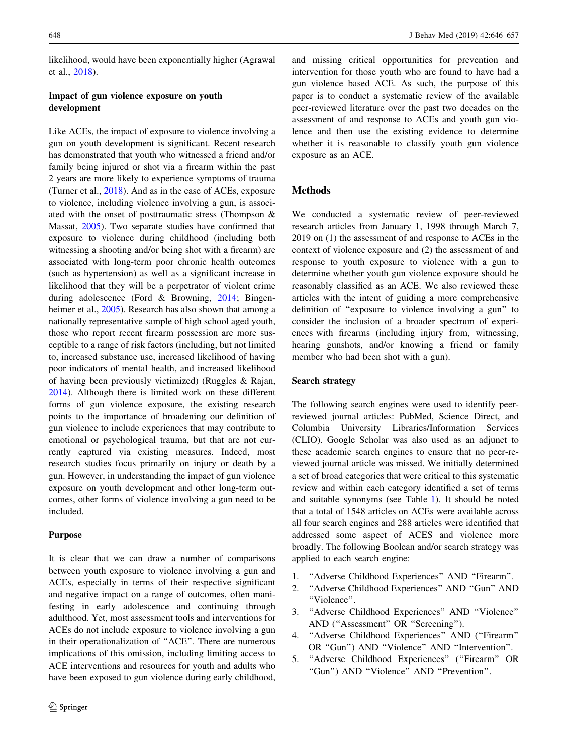likelihood, would have been exponentially higher (Agrawal et al., 2018).

### Impact of gun violence exposure on youth development

Like ACEs, the impact of exposure to violence involving a gun on youth development is significant. Recent research has demonstrated that youth who witnessed a friend and/or family being injured or shot via a firearm within the past 2 years are more likely to experience symptoms of trauma (Turner et al., 2018). And as in the case of ACEs, exposure to violence, including violence involving a gun, is associated with the onset of posttraumatic stress (Thompson & Massat, 2005). Two separate studies have confirmed that exposure to violence during childhood (including both witnessing a shooting and/or being shot with a firearm) are associated with long-term poor chronic health outcomes (such as hypertension) as well as a significant increase in likelihood that they will be a perpetrator of violent crime during adolescence (Ford & Browning, 2014; Bingenheimer et al., 2005). Research has also shown that among a nationally representative sample of high school aged youth, those who report recent firearm possession are more susceptible to a range of risk factors (including, but not limited to, increased substance use, increased likelihood of having poor indicators of mental health, and increased likelihood of having been previously victimized) (Ruggles & Rajan, 2014). Although there is limited work on these different forms of gun violence exposure, the existing research points to the importance of broadening our definition of gun violence to include experiences that may contribute to emotional or psychological trauma, but that are not currently captured via existing measures. Indeed, most research studies focus primarily on injury or death by a gun. However, in understanding the impact of gun violence exposure on youth development and other long-term outcomes, other forms of violence involving a gun need to be included.

### Purpose

It is clear that we can draw a number of comparisons between youth exposure to violence involving a gun and ACEs, especially in terms of their respective significant and negative impact on a range of outcomes, often manifesting in early adolescence and continuing through adulthood. Yet, most assessment tools and interventions for ACEs do not include exposure to violence involving a gun in their operationalization of "ACE". There are numerous implications of this omission, including limiting access to ACE interventions and resources for youth and adults who have been exposed to gun violence during early childhood, and missing critical opportunities for prevention and intervention for those youth who are found to have had a gun violence based ACE. As such, the purpose of this paper is to conduct a systematic review of the available peer-reviewed literature over the past two decades on the assessment of and response to ACEs and youth gun violence and then use the existing evidence to determine whether it is reasonable to classify youth gun violence exposure as an ACE.

## Methods

We conducted a systematic review of peer-reviewed research articles from January 1, 1998 through March 7, 2019 on (1) the assessment of and response to ACEs in the context of violence exposure and (2) the assessment of and response to youth exposure to violence with a gun to determine whether youth gun violence exposure should be reasonably classified as an ACE. We also reviewed these articles with the intent of guiding a more comprehensive definition of "exposure to violence involving a gun" to consider the inclusion of a broader spectrum of experiences with firearms (including injury from, witnessing, hearing gunshots, and/or knowing a friend or family member who had been shot with a gun).

### Search strategy

The following search engines were used to identify peer-reviewed journal articles: PubMed, Science Direct, and Columbia University Libraries/Information Services (CLIO). Google Scholar was also used as an adjunct to these academic search engines to ensure that no peer-reviewed journal article was missed. We initially determined a set of broad categories that were critical to this systematic review and within each category identified a set of terms and suitable synonyms (see Table 1). It should be noted that a total of 1548 articles on ACEs were available across all four search engines and 288 articles were identified that addressed some aspect of ACES and violence more broadly. The following Boolean and/or search strategy was applied to each search engine:

1. "Adverse Childhood Experiences" AND "Firearm".
2. "Adverse Childhood Experiences" AND "Gun" AND "Violence".
3. "Adverse Childhood Experiences" AND "Violence" AND ("Assessment" OR "Screening").
4. "Adverse Childhood Experiences" AND ("Firearm" OR "Gun") AND "Violence" AND "Intervention".
5. "Adverse Childhood Experiences" ("Firearm" OR "Gun") AND "Violence" AND "Prevention".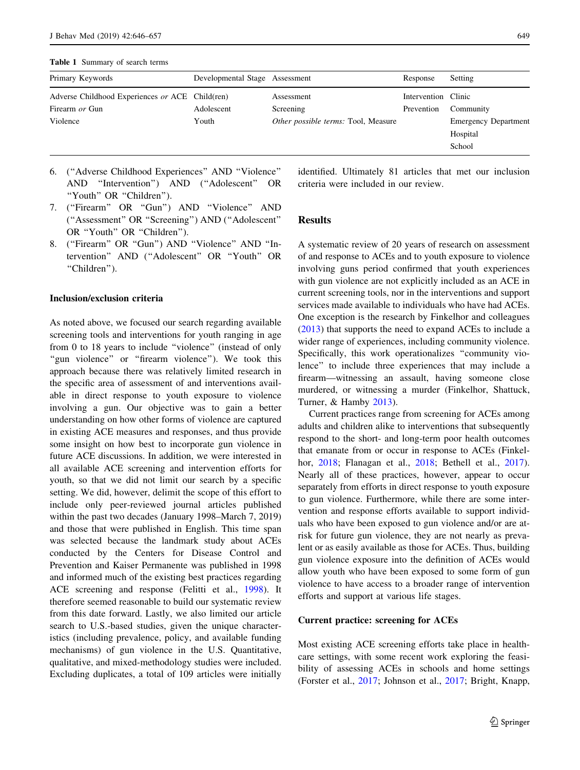**Table 1** Summary of search terms

| Primary Keywords | Developmental Stage | Assessment | Response | Setting |
|---|---|---|---|---|
| Adverse Childhood Experiences *or* ACE | Child(ren) | Assessment | Intervention | Clinic |
| Firearm *or* Gun | Adolescent | Screening | Prevention | Community |
| Violence | Youth | *Other possible terms:* Tool, Measure | | Emergency Department |
| | | | | Hospital |
| | | | | School |

6. ("Adverse Childhood Experiences" AND "Violence" AND "Intervention") AND ("Adolescent" OR "Youth" OR "Children").
7. ("Firearm" OR "Gun") AND "Violence" AND ("Assessment" OR "Screening") AND ("Adolescent" OR "Youth" OR "Children").
8. ("Firearm" OR "Gun") AND "Violence" AND "Intervention" AND ("Adolescent" OR "Youth" OR "Children").

### Inclusion/exclusion criteria

As noted above, we focused our search regarding available screening tools and interventions for youth ranging in age from 0 to 18 years to include "violence" (instead of only "gun violence" or "firearm violence"). We took this approach because there was relatively limited research in the specific area of assessment of and interventions available in direct response to youth exposure to violence involving a gun. Our objective was to gain a better understanding on how other forms of violence are captured in existing ACE measures and responses, and thus provide some insight on how best to incorporate gun violence in future ACE discussions. In addition, we were interested in all available ACE screening and intervention efforts for youth, so that we did not limit our search by a specific setting. We did, however, delimit the scope of this effort to include only peer-reviewed journal articles published within the past two decades (January 1998–March 7, 2019) and those that were published in English. This time span was selected because the landmark study about ACEs conducted by the Centers for Disease Control and Prevention and Kaiser Permanente was published in 1998 and informed much of the existing best practices regarding ACE screening and response (Felitti et al., 1998). It therefore seemed reasonable to build our systematic review from this date forward. Lastly, we also limited our article search to U.S.-based studies, given the unique characteristics (including prevalence, policy, and available funding mechanisms) of gun violence in the U.S. Quantitative, qualitative, and mixed-methodology studies were included. Excluding duplicates, a total of 109 articles were initially identified. Ultimately 81 articles that met our inclusion criteria were included in our review.

## Results

A systematic review of 20 years of research on assessment of and response to ACEs and to youth exposure to violence involving guns period confirmed that youth experiences with gun violence are not explicitly included as an ACE in current screening tools, nor in the interventions and support services made available to individuals who have had ACEs. One exception is the research by Finkelhor and colleagues (2013) that supports the need to expand ACEs to include a wider range of experiences, including community violence. Specifically, this work operationalizes "community violence" to include three experiences that may include a firearm—witnessing an assault, having someone close murdered, or witnessing a murder (Finkelhor, Shattuck, Turner, & Hamby 2013).

Current practices range from screening for ACEs among adults and children alike to interventions that subsequently respond to the short- and long-term poor health outcomes that emanate from or occur in response to ACEs (Finkelhor, 2018; Flanagan et al., 2018; Bethell et al., 2017). Nearly all of these practices, however, appear to occur separately from efforts in direct response to youth exposure to gun violence. Furthermore, while there are some intervention and response efforts available to support individuals who have been exposed to gun violence and/or are at-risk for future gun violence, they are not nearly as prevalent or as easily available as those for ACEs. Thus, building gun violence exposure into the definition of ACEs would allow youth who have been exposed to some form of gun violence to have access to a broader range of intervention efforts and support at various life stages.

### Current practice: screening for ACEs

Most existing ACE screening efforts take place in healthcare settings, with some recent work exploring the feasibility of assessing ACEs in schools and home settings (Forster et al., 2017; Johnson et al., 2017; Bright, Knapp,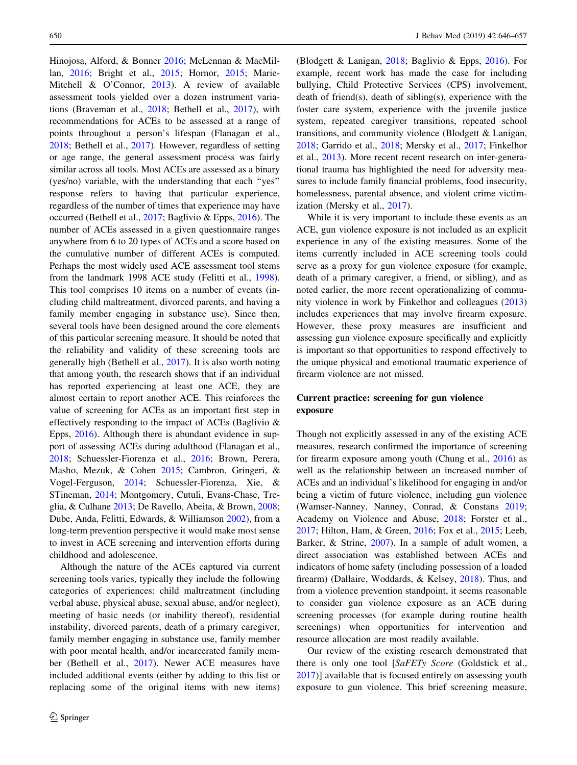Hinojosa, Alford, & Bonner 2016; McLennan & MacMillan, 2016; Bright et al., 2015; Hornor, 2015; Marie-Mitchell & O'Connor, 2013). A review of available assessment tools yielded over a dozen instrument variations (Braveman et al., 2018; Bethell et al., 2017), with recommendations for ACEs to be assessed at a range of points throughout a person's lifespan (Flanagan et al., 2018; Bethell et al., 2017). However, regardless of setting or age range, the general assessment process was fairly similar across all tools. Most ACEs are assessed as a binary (yes/no) variable, with the understanding that each "yes" response refers to having that particular experience, regardless of the number of times that experience may have occurred (Bethell et al., 2017; Baglivio & Epps, 2016). The number of ACEs assessed in a given questionnaire ranges anywhere from 6 to 20 types of ACEs and a score based on the cumulative number of different ACEs is computed. Perhaps the most widely used ACE assessment tool stems from the landmark 1998 ACE study (Felitti et al., 1998). This tool comprises 10 items on a number of events (including child maltreatment, divorced parents, and having a family member engaging in substance use). Since then, several tools have been designed around the core elements of this particular screening measure. It should be noted that the reliability and validity of these screening tools are generally high (Bethell et al., 2017). It is also worth noting that among youth, the research shows that if an individual has reported experiencing at least one ACE, they are almost certain to report another ACE. This reinforces the value of screening for ACEs as an important first step in effectively responding to the impact of ACEs (Baglivio & Epps, 2016). Although there is abundant evidence in support of assessing ACEs during adulthood (Flanagan et al., 2018; Schuessler-Fiorenza et al., 2016; Brown, Perera, Masho, Mezuk, & Cohen 2015; Cambron, Gringeri, & Vogel-Ferguson, 2014; Schuessler-Fiorenza, Xie, & STineman, 2014; Montgomery, Cutuli, Evans-Chase, Treglia, & Culhane 2013; De Ravello, Abeita, & Brown, 2008; Dube, Anda, Felitti, Edwards, & Williamson 2002), from a long-term prevention perspective it would make most sense to invest in ACE screening and intervention efforts during childhood and adolescence.

Although the nature of the ACEs captured via current screening tools varies, typically they include the following categories of experiences: child maltreatment (including verbal abuse, physical abuse, sexual abuse, and/or neglect), meeting of basic needs (or inability thereof), residential instability, divorced parents, death of a primary caregiver, family member engaging in substance use, family member with poor mental health, and/or incarcerated family member (Bethell et al., 2017). Newer ACE measures have included additional events (either by adding to this list or replacing some of the original items with new items) (Blodgett & Lanigan, 2018; Baglivio & Epps, 2016). For example, recent work has made the case for including bullying, Child Protective Services (CPS) involvement, death of friend(s), death of sibling(s), experience with the foster care system, experience with the juvenile justice system, repeated caregiver transitions, repeated school transitions, and community violence (Blodgett & Lanigan, 2018; Garrido et al., 2018; Mersky et al., 2017; Finkelhor et al., 2013). More recent recent research on inter-generational trauma has highlighted the need for adversity measures to include family financial problems, food insecurity, homelessness, parental absence, and violent crime victimization (Mersky et al., 2017).

While it is very important to include these events as an ACE, gun violence exposure is not included as an explicit experience in any of the existing measures. Some of the items currently included in ACE screening tools could serve as a proxy for gun violence exposure (for example, death of a primary caregiver, a friend, or sibling), and as noted earlier, the more recent operationalizing of community violence in work by Finkelhor and colleagues (2013) includes experiences that may involve firearm exposure. However, these proxy measures are insufficient and assessing gun violence exposure specifically and explicitly is important so that opportunities to respond effectively to the unique physical and emotional traumatic experience of firearm violence are not missed.

## Current practice: screening for gun violence exposure

Though not explicitly assessed in any of the existing ACE measures, research confirmed the importance of screening for firearm exposure among youth (Chung et al., 2016) as well as the relationship between an increased number of ACEs and an individual's likelihood for engaging in and/or being a victim of future violence, including gun violence (Wamser-Nanney, Nanney, Conrad, & Constans 2019; Academy on Violence and Abuse, 2018; Forster et al., 2017; Hilton, Ham, & Green, 2016; Fox et al., 2015; Leeb, Barker, & Strine, 2007). In a sample of adult women, a direct association was established between ACEs and indicators of home safety (including possession of a loaded firearm) (Dallaire, Woddards, & Kelsey, 2018). Thus, and from a violence prevention standpoint, it seems reasonable to consider gun violence exposure as an ACE during screening processes (for example during routine health screenings) when opportunities for intervention and resource allocation are most readily available.

Our review of the existing research demonstrated that there is only one tool [*SaFETy Score* (Goldstick et al., 2017)] available that is focused entirely on assessing youth exposure to gun violence. This brief screening measure,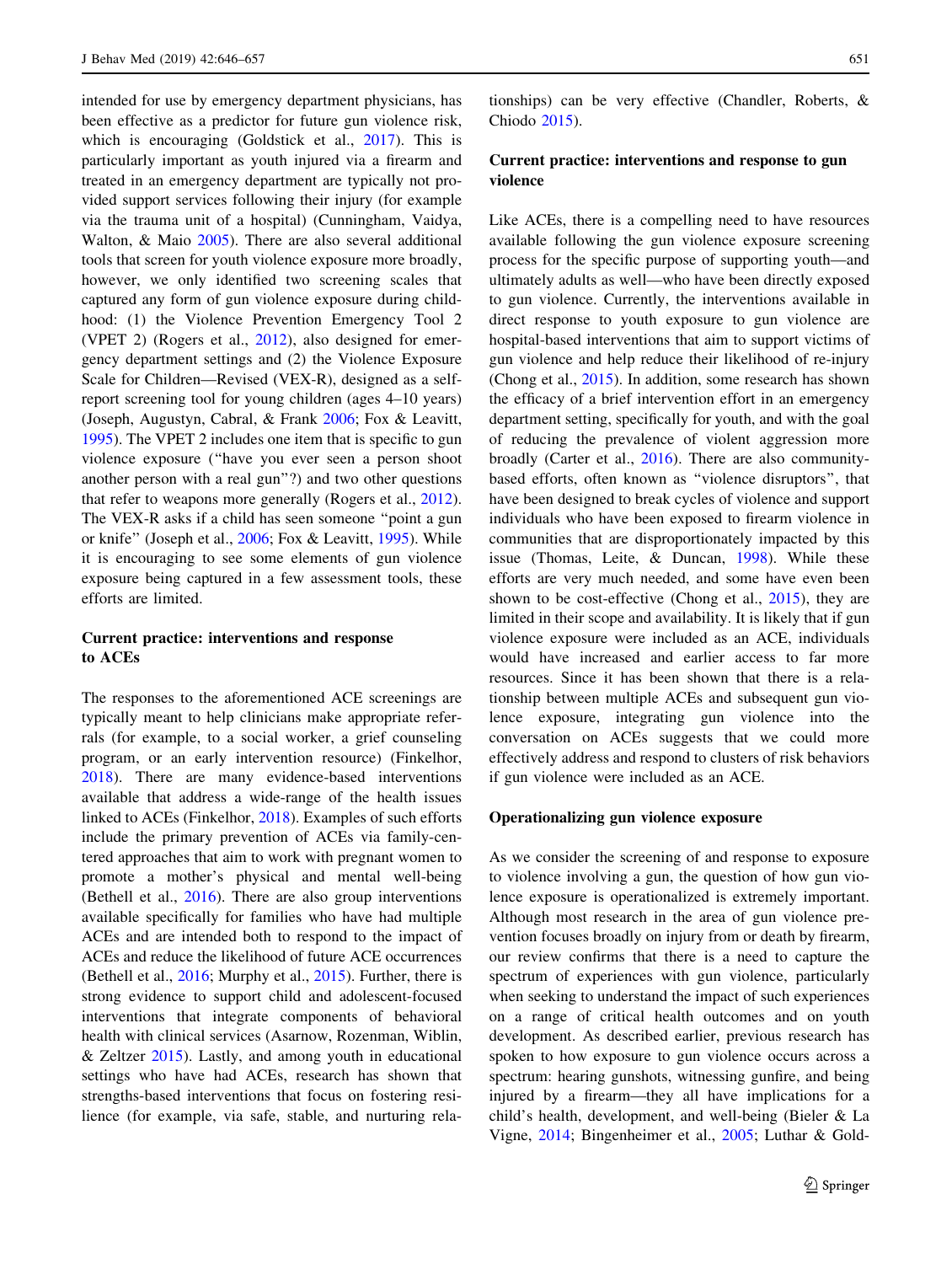intended for use by emergency department physicians, has been effective as a predictor for future gun violence risk, which is encouraging (Goldstick et al., 2017). This is particularly important as youth injured via a firearm and treated in an emergency department are typically not provided support services following their injury (for example via the trauma unit of a hospital) (Cunningham, Vaidya, Walton, & Maio 2005). There are also several additional tools that screen for youth violence exposure more broadly, however, we only identified two screening scales that captured any form of gun violence exposure during childhood: (1) the Violence Prevention Emergency Tool 2 (VPET 2) (Rogers et al., 2012), also designed for emergency department settings and (2) the Violence Exposure Scale for Children—Revised (VEX-R), designed as a self-report screening tool for young children (ages 4–10 years) (Joseph, Augustyn, Cabral, & Frank 2006; Fox & Leavitt, 1995). The VPET 2 includes one item that is specific to gun violence exposure ("have you ever seen a person shoot another person with a real gun"?) and two other questions that refer to weapons more generally (Rogers et al., 2012). The VEX-R asks if a child has seen someone "point a gun or knife" (Joseph et al., 2006; Fox & Leavitt, 1995). While it is encouraging to see some elements of gun violence exposure being captured in a few assessment tools, these efforts are limited.

### Current practice: interventions and response to ACEs

The responses to the aforementioned ACE screenings are typically meant to help clinicians make appropriate referrals (for example, to a social worker, a grief counseling program, or an early intervention resource) (Finkelhor, 2018). There are many evidence-based interventions available that address a wide-range of the health issues linked to ACEs (Finkelhor, 2018). Examples of such efforts include the primary prevention of ACEs via family-centered approaches that aim to work with pregnant women to promote a mother's physical and mental well-being (Bethell et al., 2016). There are also group interventions available specifically for families who have had multiple ACEs and are intended both to respond to the impact of ACEs and reduce the likelihood of future ACE occurrences (Bethell et al., 2016; Murphy et al., 2015). Further, there is strong evidence to support child and adolescent-focused interventions that integrate components of behavioral health with clinical services (Asarnow, Rozenman, Wiblin, & Zeltzer 2015). Lastly, and among youth in educational settings who have had ACEs, research has shown that strengths-based interventions that focus on fostering resilience (for example, via safe, stable, and nurturing relationships) can be very effective (Chandler, Roberts, & Chiodo 2015).

### Current practice: interventions and response to gun violence

Like ACEs, there is a compelling need to have resources available following the gun violence exposure screening process for the specific purpose of supporting youth—and ultimately adults as well—who have been directly exposed to gun violence. Currently, the interventions available in direct response to youth exposure to gun violence are hospital-based interventions that aim to support victims of gun violence and help reduce their likelihood of re-injury (Chong et al., 2015). In addition, some research has shown the efficacy of a brief intervention effort in an emergency department setting, specifically for youth, and with the goal of reducing the prevalence of violent aggression more broadly (Carter et al., 2016). There are also community-based efforts, often known as "violence disruptors", that have been designed to break cycles of violence and support individuals who have been exposed to firearm violence in communities that are disproportionately impacted by this issue (Thomas, Leite, & Duncan, 1998). While these efforts are very much needed, and some have even been shown to be cost-effective (Chong et al., 2015), they are limited in their scope and availability. It is likely that if gun violence exposure were included as an ACE, individuals would have increased and earlier access to far more resources. Since it has been shown that there is a relationship between multiple ACEs and subsequent gun violence exposure, integrating gun violence into the conversation on ACEs suggests that we could more effectively address and respond to clusters of risk behaviors if gun violence were included as an ACE.

### Operationalizing gun violence exposure

As we consider the screening of and response to exposure to violence involving a gun, the question of how gun violence exposure is operationalized is extremely important. Although most research in the area of gun violence prevention focuses broadly on injury from or death by firearm, our review confirms that there is a need to capture the spectrum of experiences with gun violence, particularly when seeking to understand the impact of such experiences on a range of critical health outcomes and on youth development. As described earlier, previous research has spoken to how exposure to gun violence occurs across a spectrum: hearing gunshots, witnessing gunfire, and being injured by a firearm—they all have implications for a child's health, development, and well-being (Bieler & La Vigne, 2014; Bingenheimer et al., 2005; Luthar & Gold-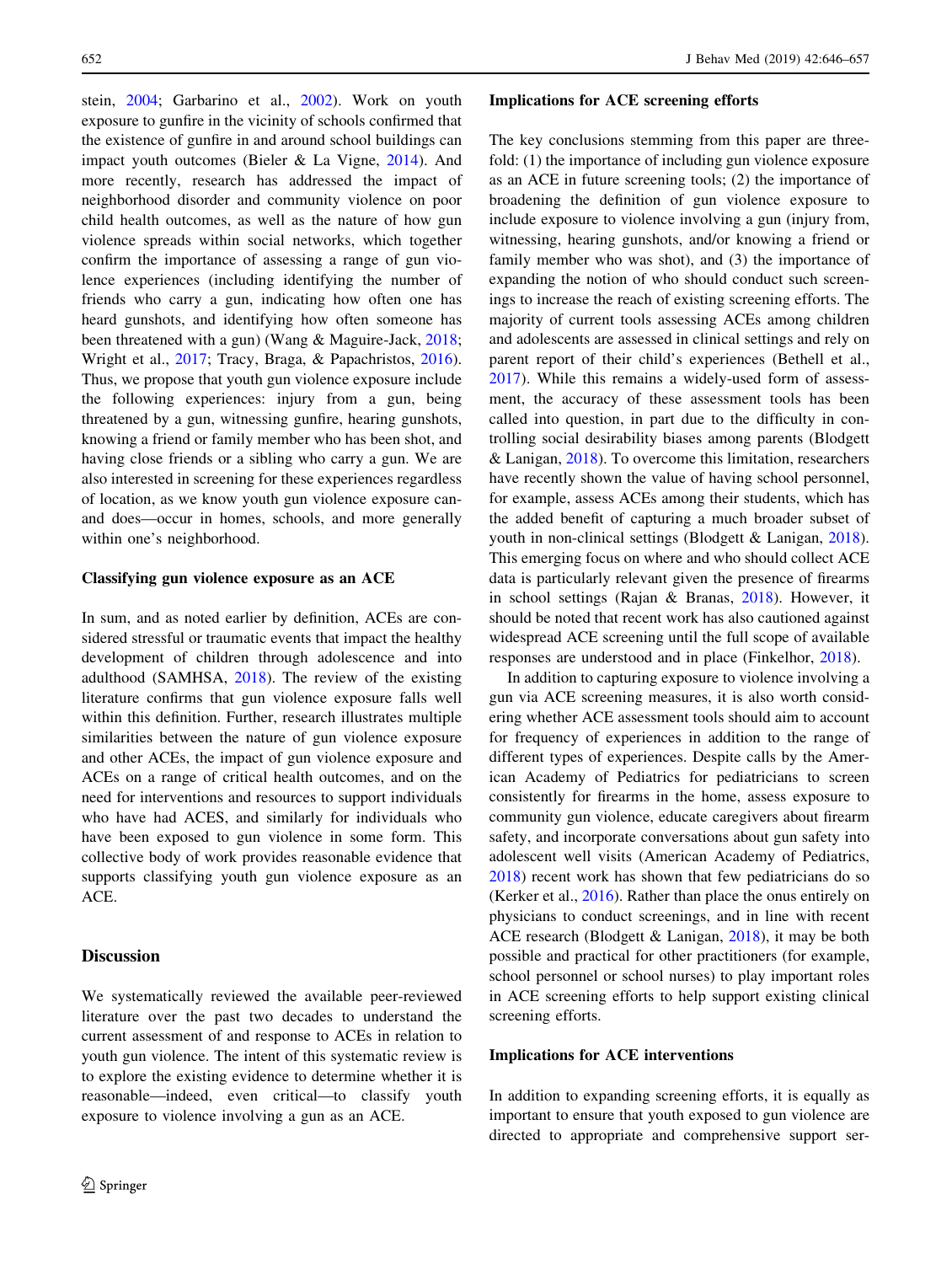stein, 2004; Garbarino et al., 2002). Work on youth exposure to gunfire in the vicinity of schools confirmed that the existence of gunfire in and around school buildings can impact youth outcomes (Bieler & La Vigne, 2014). And more recently, research has addressed the impact of neighborhood disorder and community violence on poor child health outcomes, as well as the nature of how gun violence spreads within social networks, which together confirm the importance of assessing a range of gun violence experiences (including identifying the number of friends who carry a gun, indicating how often one has heard gunshots, and identifying how often someone has been threatened with a gun) (Wang & Maguire-Jack, 2018; Wright et al., 2017; Tracy, Braga, & Papachristos, 2016). Thus, we propose that youth gun violence exposure include the following experiences: injury from a gun, being threatened by a gun, witnessing gunfire, hearing gunshots, knowing a friend or family member who has been shot, and having close friends or a sibling who carry a gun. We are also interested in screening for these experiences regardless of location, as we know youth gun violence exposure can—and does—occur in homes, schools, and more generally within one's neighborhood.

### Classifying gun violence exposure as an ACE

In sum, and as noted earlier by definition, ACEs are considered stressful or traumatic events that impact the healthy development of children through adolescence and into adulthood (SAMHSA, 2018). The review of the existing literature confirms that gun violence exposure falls well within this definition. Further, research illustrates multiple similarities between the nature of gun violence exposure and other ACEs, the impact of gun violence exposure and ACEs on a range of critical health outcomes, and on the need for interventions and resources to support individuals who have had ACES, and similarly for individuals who have been exposed to gun violence in some form. This collective body of work provides reasonable evidence that supports classifying youth gun violence exposure as an ACE.

## Discussion

We systematically reviewed the available peer-reviewed literature over the past two decades to understand the current assessment of and response to ACEs in relation to youth gun violence. The intent of this systematic review is to explore the existing evidence to determine whether it is reasonable—indeed, even critical—to classify youth exposure to violence involving a gun as an ACE.

### Implications for ACE screening efforts

The key conclusions stemming from this paper are threefold: (1) the importance of including gun violence exposure as an ACE in future screening tools; (2) the importance of broadening the definition of gun violence exposure to include exposure to violence involving a gun (injury from, witnessing, hearing gunshots, and/or knowing a friend or family member who was shot), and (3) the importance of expanding the notion of who should conduct such screenings to increase the reach of existing screening efforts. The majority of current tools assessing ACEs among children and adolescents are assessed in clinical settings and rely on parent report of their child's experiences (Bethell et al., 2017). While this remains a widely-used form of assessment, the accuracy of these assessment tools has been called into question, in part due to the difficulty in controlling social desirability biases among parents (Blodgett & Lanigan, 2018). To overcome this limitation, researchers have recently shown the value of having school personnel, for example, assess ACEs among their students, which has the added benefit of capturing a much broader subset of youth in non-clinical settings (Blodgett & Lanigan, 2018). This emerging focus on where and who should collect ACE data is particularly relevant given the presence of firearms in school settings (Rajan & Branas, 2018). However, it should be noted that recent work has also cautioned against widespread ACE screening until the full scope of available responses are understood and in place (Finkelhor, 2018).

In addition to capturing exposure to violence involving a gun via ACE screening measures, it is also worth considering whether ACE assessment tools should aim to account for frequency of experiences in addition to the range of different types of experiences. Despite calls by the American Academy of Pediatrics for pediatricians to screen consistently for firearms in the home, assess exposure to community gun violence, educate caregivers about firearm safety, and incorporate conversations about gun safety into adolescent well visits (American Academy of Pediatrics, 2018) recent work has shown that few pediatricians do so (Kerker et al., 2016). Rather than place the onus entirely on physicians to conduct screenings, and in line with recent ACE research (Blodgett & Lanigan, 2018), it may be both possible and practical for other practitioners (for example, school personnel or school nurses) to play important roles in ACE screening efforts to help support existing clinical screening efforts.

### Implications for ACE interventions

In addition to expanding screening efforts, it is equally as important to ensure that youth exposed to gun violence are directed to appropriate and comprehensive support ser-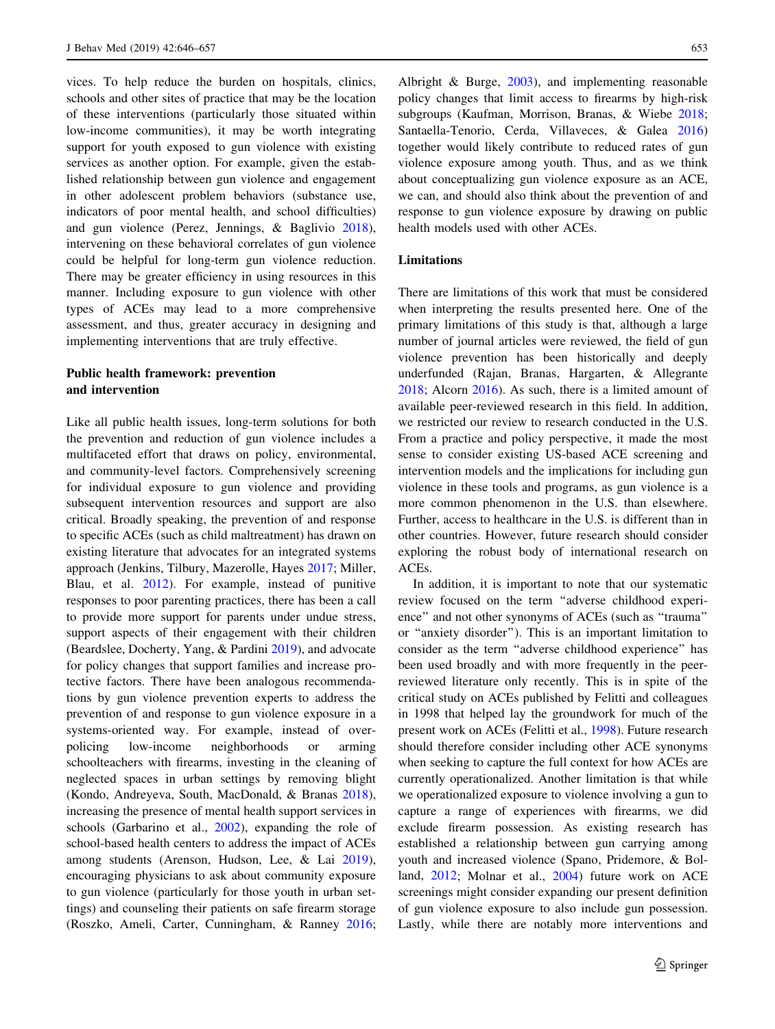vices. To help reduce the burden on hospitals, clinics, schools and other sites of practice that may be the location of these interventions (particularly those situated within low-income communities), it may be worth integrating support for youth exposed to gun violence with existing services as another option. For example, given the established relationship between gun violence and engagement in other adolescent problem behaviors (substance use, indicators of poor mental health, and school difficulties) and gun violence (Perez, Jennings, & Baglivio 2018), intervening on these behavioral correlates of gun violence could be helpful for long-term gun violence reduction. There may be greater efficiency in using resources in this manner. Including exposure to gun violence with other types of ACEs may lead to a more comprehensive assessment, and thus, greater accuracy in designing and implementing interventions that are truly effective.

### Public health framework: prevention and intervention

Like all public health issues, long-term solutions for both the prevention and reduction of gun violence includes a multifaceted effort that draws on policy, environmental, and community-level factors. Comprehensively screening for individual exposure to gun violence and providing subsequent intervention resources and support are also critical. Broadly speaking, the prevention of and response to specific ACEs (such as child maltreatment) has drawn on existing literature that advocates for an integrated systems approach (Jenkins, Tilbury, Mazerolle, Hayes 2017; Miller, Blau, et al. 2012). For example, instead of punitive responses to poor parenting practices, there has been a call to provide more support for parents under undue stress, support aspects of their engagement with their children (Beardslee, Docherty, Yang, & Pardini 2019), and advocate for policy changes that support families and increase protective factors. There have been analogous recommendations by gun violence prevention experts to address the prevention of and response to gun violence exposure in a systems-oriented way. For example, instead of over-policing low-income neighborhoods or arming schoolteachers with firearms, investing in the cleaning of neglected spaces in urban settings by removing blight (Kondo, Andreyeva, South, MacDonald, & Branas 2018), increasing the presence of mental health support services in schools (Garbarino et al., 2002), expanding the role of school-based health centers to address the impact of ACEs among students (Arenson, Hudson, Lee, & Lai 2019), encouraging physicians to ask about community exposure to gun violence (particularly for those youth in urban settings) and counseling their patients on safe firearm storage (Roszko, Ameli, Carter, Cunningham, & Ranney 2016; Albright & Burge, 2003), and implementing reasonable policy changes that limit access to firearms by high-risk subgroups (Kaufman, Morrison, Branas, & Wiebe 2018; Santaella-Tenorio, Cerda, Villaveces, & Galea 2016) together would likely contribute to reduced rates of gun violence exposure among youth. Thus, and as we think about conceptualizing gun violence exposure as an ACE, we can, and should also think about the prevention of and response to gun violence exposure by drawing on public health models used with other ACEs.

### Limitations

There are limitations of this work that must be considered when interpreting the results presented here. One of the primary limitations of this study is that, although a large number of journal articles were reviewed, the field of gun violence prevention has been historically and deeply underfunded (Rajan, Branas, Hargarten, & Allegrante 2018; Alcorn 2016). As such, there is a limited amount of available peer-reviewed research in this field. In addition, we restricted our review to research conducted in the U.S. From a practice and policy perspective, it made the most sense to consider existing US-based ACE screening and intervention models and the implications for including gun violence in these tools and programs, as gun violence is a more common phenomenon in the U.S. than elsewhere. Further, access to healthcare in the U.S. is different than in other countries. However, future research should consider exploring the robust body of international research on ACEs.

In addition, it is important to note that our systematic review focused on the term "adverse childhood experience" and not other synonyms of ACEs (such as "trauma" or "anxiety disorder"). This is an important limitation to consider as the term "adverse childhood experience" has been used broadly and with more frequently in the peer-reviewed literature only recently. This is in spite of the critical study on ACEs published by Felitti and colleagues in 1998 that helped lay the groundwork for much of the present work on ACEs (Felitti et al., 1998). Future research should therefore consider including other ACE synonyms when seeking to capture the full context for how ACEs are currently operationalized. Another limitation is that while we operationalized exposure to violence involving a gun to capture a range of experiences with firearms, we did exclude firearm possession. As existing research has established a relationship between gun carrying among youth and increased violence (Spano, Pridemore, & Bolland, 2012; Molnar et al., 2004) future work on ACE screenings might consider expanding our present definition of gun violence exposure to also include gun possession. Lastly, while there are notably more interventions and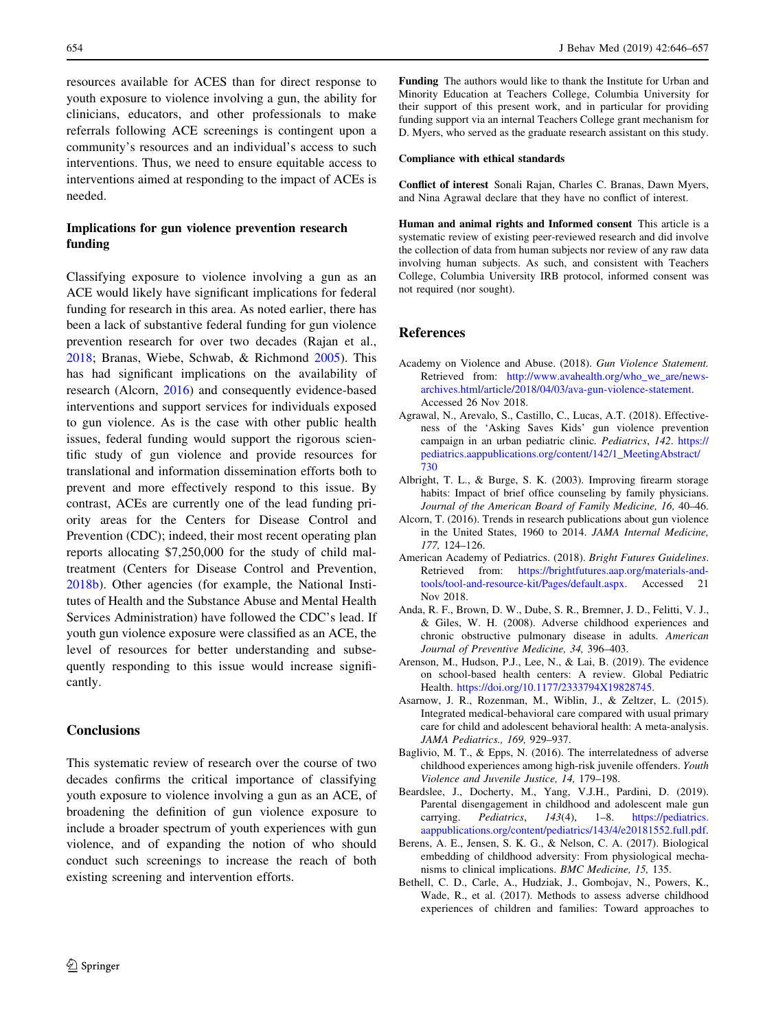resources available for ACES than for direct response to youth exposure to violence involving a gun, the ability for clinicians, educators, and other professionals to make referrals following ACE screenings is contingent upon a community's resources and an individual's access to such interventions. Thus, we need to ensure equitable access to interventions aimed at responding to the impact of ACEs is needed.

### Implications for gun violence prevention research funding

Classifying exposure to violence involving a gun as an ACE would likely have significant implications for federal funding for research in this area. As noted earlier, there has been a lack of substantive federal funding for gun violence prevention research for over two decades (Rajan et al., 2018; Branas, Wiebe, Schwab, & Richmond 2005). This has had significant implications on the availability of research (Alcorn, 2016) and consequently evidence-based interventions and support services for individuals exposed to gun violence. As is the case with other public health issues, federal funding would support the rigorous scientific study of gun violence and provide resources for translational and information dissemination efforts both to prevent and more effectively respond to this issue. By contrast, ACEs are currently one of the lead funding priority areas for the Centers for Disease Control and Prevention (CDC); indeed, their most recent operating plan reports allocating $7,250,000 for the study of child maltreatment (Centers for Disease Control and Prevention, 2018b). Other agencies (for example, the National Institutes of Health and the Substance Abuse and Mental Health Services Administration) have followed the CDC's lead. If youth gun violence exposure were classified as an ACE, the level of resources for better understanding and subsequently responding to this issue would increase significantly.

## Conclusions

This systematic review of research over the course of two decades confirms the critical importance of classifying youth exposure to violence involving a gun as an ACE, of broadening the definition of gun violence exposure to include a broader spectrum of youth experiences with gun violence, and of expanding the notion of who should conduct such screenings to increase the reach of both existing screening and intervention efforts.

**Funding** The authors would like to thank the Institute for Urban and Minority Education at Teachers College, Columbia University for their support of this present work, and in particular for providing funding support via an internal Teachers College grant mechanism for D. Myers, who served as the graduate research assistant on this study.

**Compliance with ethical standards**

**Conflict of interest** Sonali Rajan, Charles C. Branas, Dawn Myers, and Nina Agrawal declare that they have no conflict of interest.

**Human and animal rights and Informed consent** This article is a systematic review of existing peer-reviewed research and did involve the collection of data from human subjects nor review of any raw data involving human subjects. As such, and consistent with Teachers College, Columbia University IRB protocol, informed consent was not required (nor sought).

## References

Academy on Violence and Abuse. (2018). *Gun Violence Statement.* Retrieved from: http://www.avahealth.org/who_we_are/news-archives.html/article/2018/04/03/ava-gun-violence-statement. Accessed 26 Nov 2018.

Agrawal, N., Arevalo, S., Castillo, C., Lucas, A.T. (2018). Effectiveness of the 'Asking Saves Kids' gun violence prevention campaign in an urban pediatric clinic. *Pediatrics, 142*. https://pediatrics.aappublications.org/content/142/1_MeetingAbstract/730

Albright, T. L., & Burge, S. K. (2003). Improving firearm storage habits: Impact of brief office counseling by family physicians. *Journal of the American Board of Family Medicine, 16,* 40–46.

Alcorn, T. (2016). Trends in research publications about gun violence in the United States, 1960 to 2014. *JAMA Internal Medicine, 177,* 124–126.

American Academy of Pediatrics. (2018). *Bright Futures Guidelines*. Retrieved from: https://brightfutures.aap.org/materials-and-tools/tool-and-resource-kit/Pages/default.aspx. Accessed 21 Nov 2018.

Anda, R. F., Brown, D. W., Dube, S. R., Bremner, J. D., Felitti, V. J., & Giles, W. H. (2008). Adverse childhood experiences and chronic obstructive pulmonary disease in adults. *American Journal of Preventive Medicine, 34,* 396–403.

Arenson, M., Hudson, P.J., Lee, N., & Lai, B. (2019). The evidence on school-based health centers: A review. Global Pediatric Health. https://doi.org/10.1177/2333794X19828745.

Asarnow, J. R., Rozenman, M., Wiblin, J., & Zeltzer, L. (2015). Integrated medical-behavioral care compared with usual primary care for child and adolescent behavioral health: A meta-analysis. *JAMA Pediatrics., 169,* 929–937.

Baglivio, M. T., & Epps, N. (2016). The interrelatedness of adverse childhood experiences among high-risk juvenile offenders. *Youth Violence and Juvenile Justice, 14,* 179–198.

Beardslee, J., Docherty, M., Yang, V.J.H., Pardini, D. (2019). Parental disengagement in childhood and adolescent male gun carrying. *Pediatrics*, *143*(4), 1–8. https://pediatrics.aappublications.org/content/pediatrics/143/4/e20181552.full.pdf.

Berens, A. E., Jensen, S. K. G., & Nelson, C. A. (2017). Biological embedding of childhood adversity: From physiological mechanisms to clinical implications. *BMC Medicine, 15,* 135.

Bethell, C. D., Carle, A., Hudziak, J., Gombojav, N., Powers, K., Wade, R., et al. (2017). Methods to assess adverse childhood experiences of children and families: Toward approaches to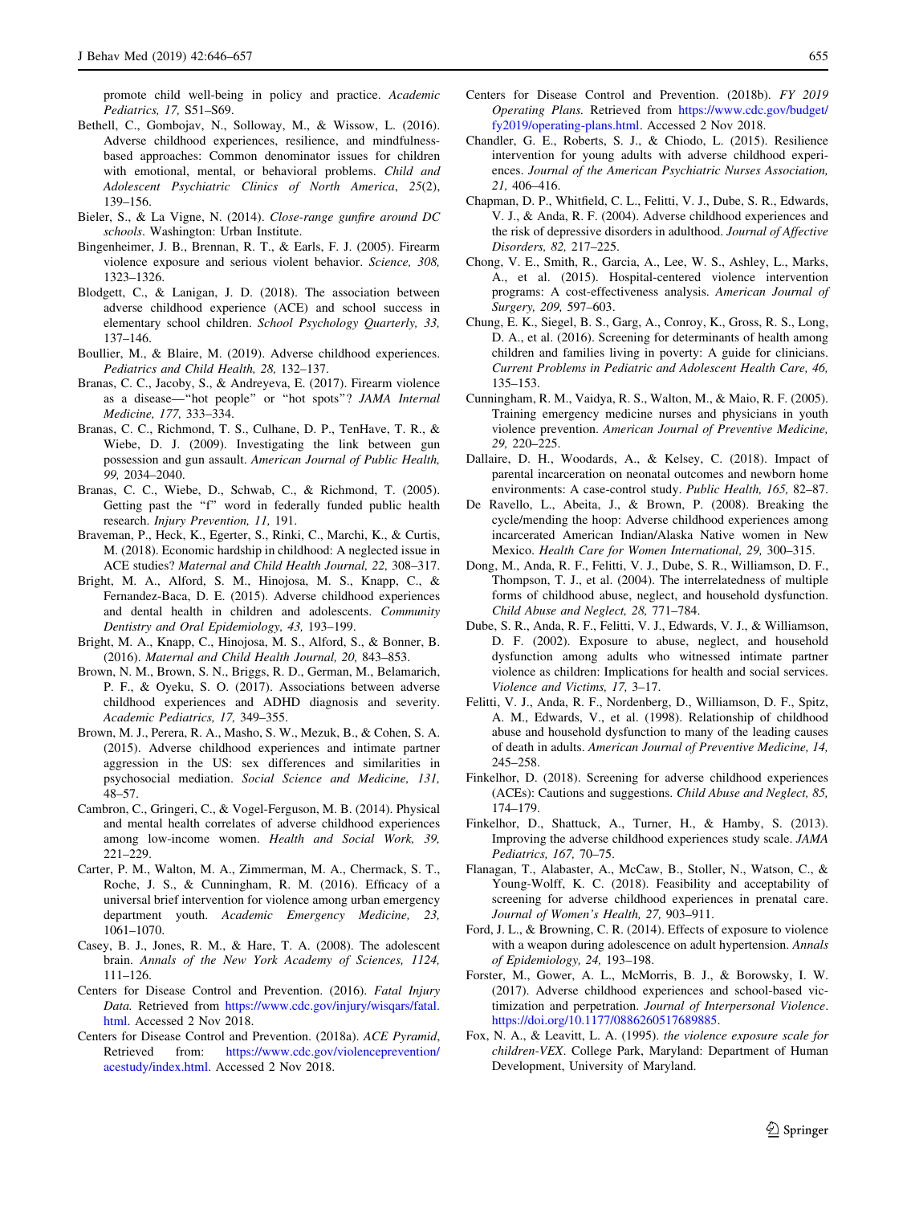promote child well-being in policy and practice. *Academic Pediatrics, 17,* S51–S69.

Bethell, C., Gombojav, N., Solloway, M., & Wissow, L. (2016). Adverse childhood experiences, resilience, and mindfulness-based approaches: Common denominator issues for children with emotional, mental, or behavioral problems. *Child and Adolescent Psychiatric Clinics of North America*, *25*(2), 139–156.

Bieler, S., & La Vigne, N. (2014). *Close-range gunfire around DC schools*. Washington: Urban Institute.

Bingenheimer, J. B., Brennan, R. T., & Earls, F. J. (2005). Firearm violence exposure and serious violent behavior. *Science, 308,* 1323–1326.

Blodgett, C., & Lanigan, J. D. (2018). The association between adverse childhood experience (ACE) and school success in elementary school children. *School Psychology Quarterly, 33,* 137–146.

Boullier, M., & Blaire, M. (2019). Adverse childhood experiences. *Pediatrics and Child Health, 28,* 132–137.

Branas, C. C., Jacoby, S., & Andreyeva, E. (2017). Firearm violence as a disease—"hot people" or "hot spots"? *JAMA Internal Medicine, 177,* 333–334.

Branas, C. C., Richmond, T. S., Culhane, D. P., TenHave, T. R., & Wiebe, D. J. (2009). Investigating the link between gun possession and gun assault. *American Journal of Public Health, 99,* 2034–2040.

Branas, C. C., Wiebe, D., Schwab, C., & Richmond, T. (2005). Getting past the "f" word in federally funded public health research. *Injury Prevention, 11,* 191.

Braveman, P., Heck, K., Egerter, S., Rinki, C., Marchi, K., & Curtis, M. (2018). Economic hardship in childhood: A neglected issue in ACE studies? *Maternal and Child Health Journal, 22,* 308–317.

Bright, M. A., Alford, S. M., Hinojosa, M. S., Knapp, C., & Fernandez-Baca, D. E. (2015). Adverse childhood experiences and dental health in children and adolescents. *Community Dentistry and Oral Epidemiology, 43,* 193–199.

Bright, M. A., Knapp, C., Hinojosa, M. S., Alford, S., & Bonner, B. (2016). *Maternal and Child Health Journal, 20,* 843–853.

Brown, N. M., Brown, S. N., Briggs, R. D., German, M., Belamarich, P. F., & Oyeku, S. O. (2017). Associations between adverse childhood experiences and ADHD diagnosis and severity. *Academic Pediatrics, 17,* 349–355.

Brown, M. J., Perera, R. A., Masho, S. W., Mezuk, B., & Cohen, S. A. (2015). Adverse childhood experiences and intimate partner aggression in the US: sex differences and similarities in psychosocial mediation. *Social Science and Medicine, 131,* 48–57.

Cambron, C., Gringeri, C., & Vogel-Ferguson, M. B. (2014). Physical and mental health correlates of adverse childhood experiences among low-income women. *Health and Social Work, 39,* 221–229.

Carter, P. M., Walton, M. A., Zimmerman, M. A., Chermack, S. T., Roche, J. S., & Cunningham, R. M. (2016). Efficacy of a universal brief intervention for violence among urban emergency department youth. *Academic Emergency Medicine, 23,* 1061–1070.

Casey, B. J., Jones, R. M., & Hare, T. A. (2008). The adolescent brain. *Annals of the New York Academy of Sciences, 1124,* 111–126.

Centers for Disease Control and Prevention. (2016). *Fatal Injury Data.* Retrieved from https://www.cdc.gov/injury/wisqars/fatal.html. Accessed 2 Nov 2018.

Centers for Disease Control and Prevention. (2018a). *ACE Pyramid*, Retrieved from: https://www.cdc.gov/violenceprevention/acestudy/index.html. Accessed 2 Nov 2018.

Centers for Disease Control and Prevention. (2018b). *FY 2019 Operating Plans.* Retrieved from https://www.cdc.gov/budget/fy2019/operating-plans.html. Accessed 2 Nov 2018.

Chandler, G. E., Roberts, S. J., & Chiodo, L. (2015). Resilience intervention for young adults with adverse childhood experiences. *Journal of the American Psychiatric Nurses Association, 21,* 406–416.

Chapman, D. P., Whitfield, C. L., Felitti, V. J., Dube, S. R., Edwards, V. J., & Anda, R. F. (2004). Adverse childhood experiences and the risk of depressive disorders in adulthood. *Journal of Affective Disorders, 82,* 217–225.

Chong, V. E., Smith, R., Garcia, A., Lee, W. S., Ashley, L., Marks, A., et al. (2015). Hospital-centered violence intervention programs: A cost-effectiveness analysis. *American Journal of Surgery, 209,* 597–603.

Chung, E. K., Siegel, B. S., Garg, A., Conroy, K., Gross, R. S., Long, D. A., et al. (2016). Screening for determinants of health among children and families living in poverty: A guide for clinicians. *Current Problems in Pediatric and Adolescent Health Care, 46,* 135–153.

Cunningham, R. M., Vaidya, R. S., Walton, M., & Maio, R. F. (2005). Training emergency medicine nurses and physicians in youth violence prevention. *American Journal of Preventive Medicine, 29,* 220–225.

Dallaire, D. H., Woodards, A., & Kelsey, C. (2018). Impact of parental incarceration on neonatal outcomes and newborn home environments: A case-control study. *Public Health, 165,* 82–87.

De Ravello, L., Abeita, J., & Brown, P. (2008). Breaking the cycle/mending the hoop: Adverse childhood experiences among incarcerated American Indian/Alaska Native women in New Mexico. *Health Care for Women International, 29,* 300–315.

Dong, M., Anda, R. F., Felitti, V. J., Dube, S. R., Williamson, D. F., Thompson, T. J., et al. (2004). The interrelatedness of multiple forms of childhood abuse, neglect, and household dysfunction. *Child Abuse and Neglect, 28,* 771–784.

Dube, S. R., Anda, R. F., Felitti, V. J., Edwards, V. J., & Williamson, D. F. (2002). Exposure to abuse, neglect, and household dysfunction among adults who witnessed intimate partner violence as children: Implications for health and social services. *Violence and Victims, 17,* 3–17.

Felitti, V. J., Anda, R. F., Nordenberg, D., Williamson, D. F., Spitz, A. M., Edwards, V., et al. (1998). Relationship of childhood abuse and household dysfunction to many of the leading causes of death in adults. *American Journal of Preventive Medicine, 14,* 245–258.

Finkelhor, D. (2018). Screening for adverse childhood experiences (ACEs): Cautions and suggestions. *Child Abuse and Neglect, 85,* 174–179.

Finkelhor, D., Shattuck, A., Turner, H., & Hamby, S. (2013). Improving the adverse childhood experiences study scale. *JAMA Pediatrics, 167,* 70–75.

Flanagan, T., Alabaster, A., McCaw, B., Stoller, N., Watson, C., & Young-Wolff, K. C. (2018). Feasibility and acceptability of screening for adverse childhood experiences in prenatal care. *Journal of Women's Health, 27,* 903–911.

Ford, J. L., & Browning, C. R. (2014). Effects of exposure to violence with a weapon during adolescence on adult hypertension. *Annals of Epidemiology, 24,* 193–198.

Forster, M., Gower, A. L., McMorris, B. J., & Borowsky, I. W. (2017). Adverse childhood experiences and school-based victimization and perpetration. *Journal of Interpersonal Violence*. https://doi.org/10.1177/0886260517689885.

Fox, N. A., & Leavitt, L. A. (1995). *the violence exposure scale for children-VEX*. College Park, Maryland: Department of Human Development, University of Maryland.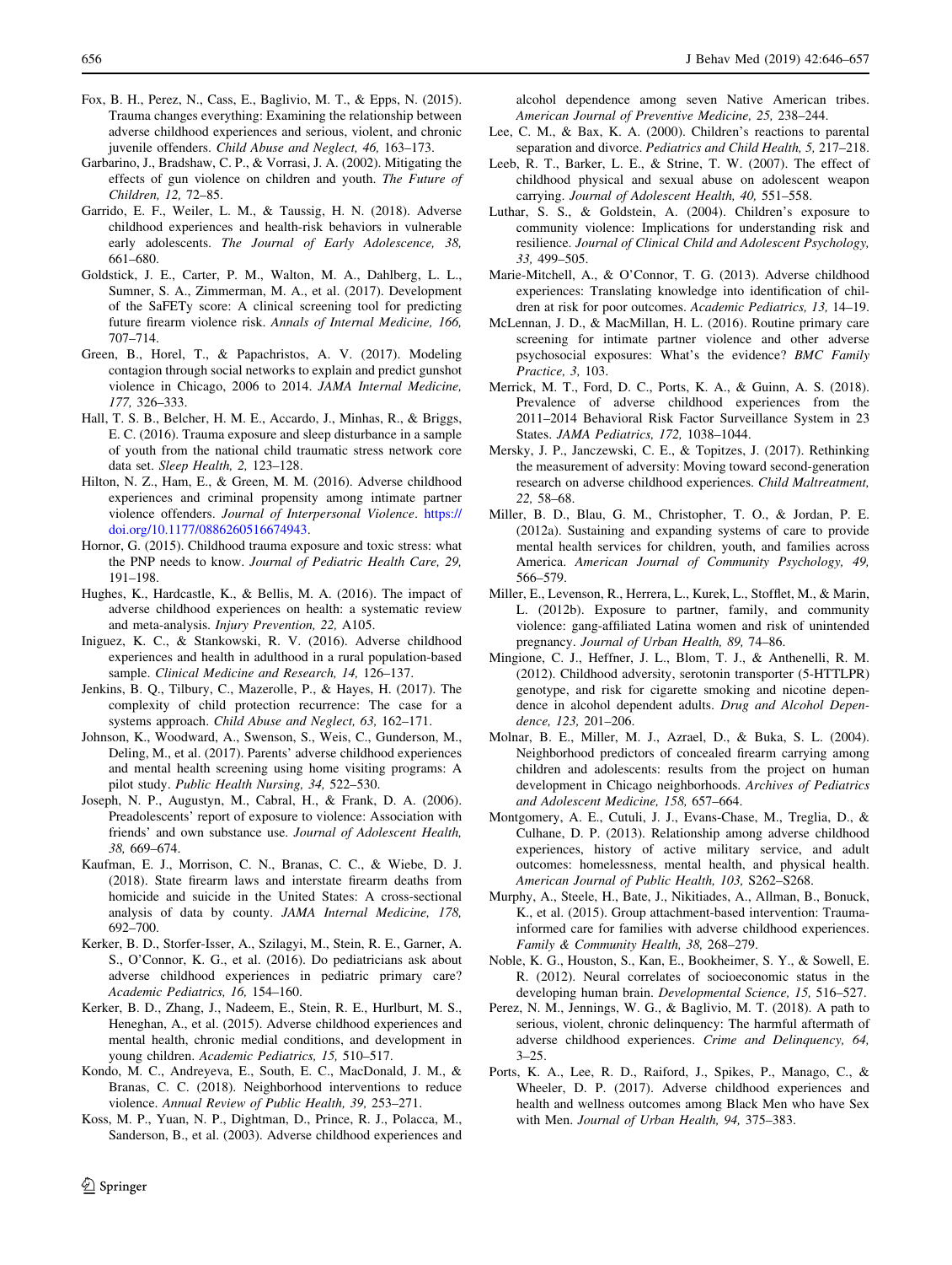Fox, B. H., Perez, N., Cass, E., Baglivio, M. T., & Epps, N. (2015). Trauma changes everything: Examining the relationship between adverse childhood experiences and serious, violent, and chronic juvenile offenders. *Child Abuse and Neglect, 46,* 163–173.

Garbarino, J., Bradshaw, C. P., & Vorrasi, J. A. (2002). Mitigating the effects of gun violence on children and youth. *The Future of Children, 12,* 72–85.

Garrido, E. F., Weiler, L. M., & Taussig, H. N. (2018). Adverse childhood experiences and health-risk behaviors in vulnerable early adolescents. *The Journal of Early Adolescence, 38,* 661–680.

Goldstick, J. E., Carter, P. M., Walton, M. A., Dahlberg, L. L., Sumner, S. A., Zimmerman, M. A., et al. (2017). Development of the SaFETy score: A clinical screening tool for predicting future firearm violence risk. *Annals of Internal Medicine, 166,* 707–714.

Green, B., Horel, T., & Papachristos, A. V. (2017). Modeling contagion through social networks to explain and predict gunshot violence in Chicago, 2006 to 2014. *JAMA Internal Medicine, 177,* 326–333.

Hall, T. S. B., Belcher, H. M. E., Accardo, J., Minhas, R., & Briggs, E. C. (2016). Trauma exposure and sleep disturbance in a sample of youth from the national child traumatic stress network core data set. *Sleep Health, 2,* 123–128.

Hilton, N. Z., Ham, E., & Green, M. M. (2016). Adverse childhood experiences and criminal propensity among intimate partner violence offenders. *Journal of Interpersonal Violence*. https://doi.org/10.1177/0886260516674943.

Hornor, G. (2015). Childhood trauma exposure and toxic stress: what the PNP needs to know. *Journal of Pediatric Health Care, 29,* 191–198.

Hughes, K., Hardcastle, K., & Bellis, M. A. (2016). The impact of adverse childhood experiences on health: a systematic review and meta-analysis. *Injury Prevention, 22,* A105.

Iniguez, K. C., & Stankowski, R. V. (2016). Adverse childhood experiences and health in adulthood in a rural population-based sample. *Clinical Medicine and Research, 14,* 126–137.

Jenkins, B. Q., Tilbury, C., Mazerolle, P., & Hayes, H. (2017). The complexity of child protection recurrence: The case for a systems approach. *Child Abuse and Neglect, 63,* 162–171.

Johnson, K., Woodward, A., Swenson, S., Weis, C., Gunderson, M., Deling, M., et al. (2017). Parents' adverse childhood experiences and mental health screening using home visiting programs: A pilot study. *Public Health Nursing, 34,* 522–530.

Joseph, N. P., Augustyn, M., Cabral, H., & Frank, D. A. (2006). Preadolescents' report of exposure to violence: Association with friends' and own substance use. *Journal of Adolescent Health, 38,* 669–674.

Kaufman, E. J., Morrison, C. N., Branas, C. C., & Wiebe, D. J. (2018). State firearm laws and interstate firearm deaths from homicide and suicide in the United States: A cross-sectional analysis of data by county. *JAMA Internal Medicine, 178,* 692–700.

Kerker, B. D., Storfer-Isser, A., Szilagyi, M., Stein, R. E., Garner, A. S., O'Connor, K. G., et al. (2016). Do pediatricians ask about adverse childhood experiences in pediatric primary care? *Academic Pediatrics, 16,* 154–160.

Kerker, B. D., Zhang, J., Nadeem, E., Stein, R. E., Hurlburt, M. S., Heneghan, A., et al. (2015). Adverse childhood experiences and mental health, chronic medial conditions, and development in young children. *Academic Pediatrics, 15,* 510–517.

Kondo, M. C., Andreyeva, E., South, E. C., MacDonald, J. M., & Branas, C. C. (2018). Neighborhood interventions to reduce violence. *Annual Review of Public Health, 39,* 253–271.

Koss, M. P., Yuan, N. P., Dightman, D., Prince, R. J., Polacca, M., Sanderson, B., et al. (2003). Adverse childhood experiences and alcohol dependence among seven Native American tribes. *American Journal of Preventive Medicine, 25,* 238–244.

Lee, C. M., & Bax, K. A. (2000). Children's reactions to parental separation and divorce. *Pediatrics and Child Health, 5,* 217–218.

Leeb, R. T., Barker, L. E., & Strine, T. W. (2007). The effect of childhood physical and sexual abuse on adolescent weapon carrying. *Journal of Adolescent Health, 40,* 551–558.

Luthar, S. S., & Goldstein, A. (2004). Children's exposure to community violence: Implications for understanding risk and resilience. *Journal of Clinical Child and Adolescent Psychology, 33,* 499–505.

Marie-Mitchell, A., & O'Connor, T. G. (2013). Adverse childhood experiences: Translating knowledge into identification of children at risk for poor outcomes. *Academic Pediatrics, 13,* 14–19.

McLennan, J. D., & MacMillan, H. L. (2016). Routine primary care screening for intimate partner violence and other adverse psychosocial exposures: What's the evidence? *BMC Family Practice, 3,* 103.

Merrick, M. T., Ford, D. C., Ports, K. A., & Guinn, A. S. (2018). Prevalence of adverse childhood experiences from the 2011–2014 Behavioral Risk Factor Surveillance System in 23 States. *JAMA Pediatrics, 172,* 1038–1044.

Mersky, J. P., Janczewski, C. E., & Topitzes, J. (2017). Rethinking the measurement of adversity: Moving toward second-generation research on adverse childhood experiences. *Child Maltreatment, 22,* 58–68.

Miller, B. D., Blau, G. M., Christopher, T. O., & Jordan, P. E. (2012a). Sustaining and expanding systems of care to provide mental health services for children, youth, and families across America. *American Journal of Community Psychology, 49,* 566–579.

Miller, E., Levenson, R., Herrera, L., Kurek, L., Stofflet, M., & Marin, L. (2012b). Exposure to partner, family, and community violence: gang-affiliated Latina women and risk of unintended pregnancy. *Journal of Urban Health, 89,* 74–86.

Mingione, C. J., Heffner, J. L., Blom, T. J., & Anthenelli, R. M. (2012). Childhood adversity, serotonin transporter (5-HTTLPR) genotype, and risk for cigarette smoking and nicotine dependence in alcohol dependent adults. *Drug and Alcohol Dependence, 123,* 201–206.

Molnar, B. E., Miller, M. J., Azrael, D., & Buka, S. L. (2004). Neighborhood predictors of concealed firearm carrying among children and adolescents: results from the project on human development in Chicago neighborhoods. *Archives of Pediatrics and Adolescent Medicine, 158,* 657–664.

Montgomery, A. E., Cutuli, J. J., Evans-Chase, M., Treglia, D., & Culhane, D. P. (2013). Relationship among adverse childhood experiences, history of active military service, and adult outcomes: homelessness, mental health, and physical health. *American Journal of Public Health, 103,* S262–S268.

Murphy, A., Steele, H., Bate, J., Nikitiades, A., Allman, B., Bonuck, K., et al. (2015). Group attachment-based intervention: Trauma-informed care for families with adverse childhood experiences. *Family & Community Health, 38,* 268–279.

Noble, K. G., Houston, S., Kan, E., Bookheimer, S. Y., & Sowell, E. R. (2012). Neural correlates of socioeconomic status in the developing human brain. *Developmental Science, 15,* 516–527.

Perez, N. M., Jennings, W. G., & Baglivio, M. T. (2018). A path to serious, violent, chronic delinquency: The harmful aftermath of adverse childhood experiences. *Crime and Delinquency, 64,* 3–25.

Ports, K. A., Lee, R. D., Raiford, J., Spikes, P., Manago, C., & Wheeler, D. P. (2017). Adverse childhood experiences and health and wellness outcomes among Black Men who have Sex with Men. *Journal of Urban Health, 94,* 375–383.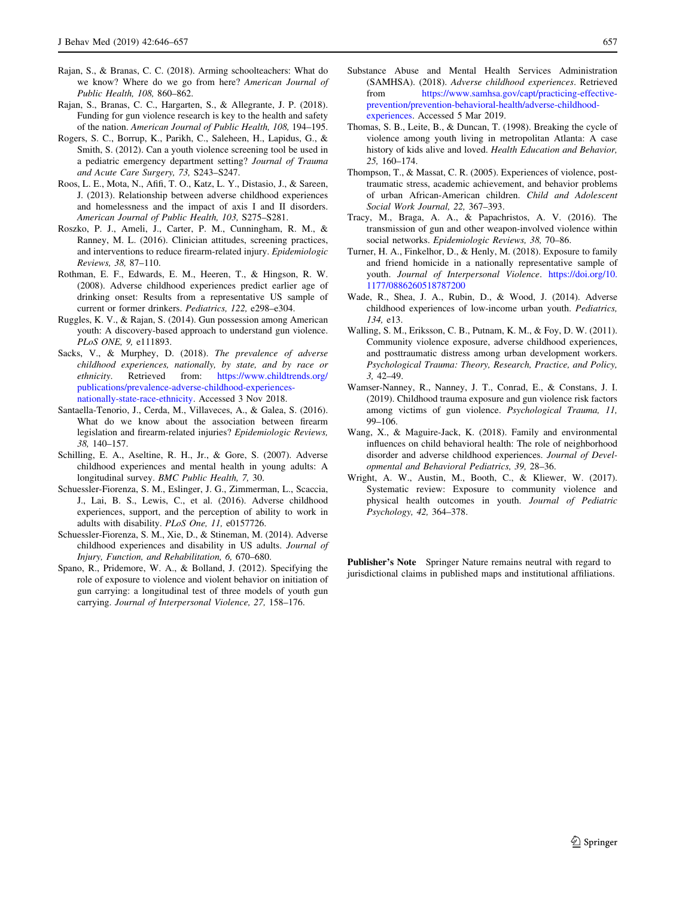Rajan, S., & Branas, C. C. (2018). Arming schoolteachers: What do we know? Where do we go from here? *American Journal of Public Health, 108,* 860–862.

Rajan, S., Branas, C. C., Hargarten, S., & Allegrante, J. P. (2018). Funding for gun violence research is key to the health and safety of the nation. *American Journal of Public Health, 108,* 194–195.

Rogers, S. C., Borrup, K., Parikh, C., Saleheen, H., Lapidus, G., & Smith, S. (2012). Can a youth violence screening tool be used in a pediatric emergency department setting? *Journal of Trauma and Acute Care Surgery, 73,* S243–S247.

Roos, L. E., Mota, N., Afifi, T. O., Katz, L. Y., Distasio, J., & Sareen, J. (2013). Relationship between adverse childhood experiences and homelessness and the impact of axis I and II disorders. *American Journal of Public Health, 103,* S275–S281.

Roszko, P. J., Ameli, J., Carter, P. M., Cunningham, R. M., & Ranney, M. L. (2016). Clinician attitudes, screening practices, and interventions to reduce firearm-related injury. *Epidemiologic Reviews, 38,* 87–110.

Rothman, E. F., Edwards, E. M., Heeren, T., & Hingson, R. W. (2008). Adverse childhood experiences predict earlier age of drinking onset: Results from a representative US sample of current or former drinkers. *Pediatrics, 122,* e298–e304.

Ruggles, K. V., & Rajan, S. (2014). Gun possession among American youth: A discovery-based approach to understand gun violence. *PLoS ONE, 9,* e111893.

Sacks, V., & Murphey, D. (2018). *The prevalence of adverse childhood experiences, nationally, by state, and by race or ethnicity*. Retrieved from: https://www.childtrends.org/publications/prevalence-adverse-childhood-experiences-nationally-state-race-ethnicity. Accessed 3 Nov 2018.

Santaella-Tenorio, J., Cerda, M., Villaveces, A., & Galea, S. (2016). What do we know about the association between firearm legislation and firearm-related injuries? *Epidemiologic Reviews, 38,* 140–157.

Schilling, E. A., Aseltine, R. H., Jr., & Gore, S. (2007). Adverse childhood experiences and mental health in young adults: A longitudinal survey. *BMC Public Health, 7,* 30.

Schuessler-Fiorenza, S. M., Eslinger, J. G., Zimmerman, L., Scaccia, J., Lai, B. S., Lewis, C., et al. (2016). Adverse childhood experiences, support, and the perception of ability to work in adults with disability. *PLoS One, 11,* e0157726.

Schuessler-Fiorenza, S. M., Xie, D., & Stineman, M. (2014). Adverse childhood experiences and disability in US adults. *Journal of Injury, Function, and Rehabilitation, 6,* 670–680.

Spano, R., Pridemore, W. A., & Bolland, J. (2012). Specifying the role of exposure to violence and violent behavior on initiation of gun carrying: a longitudinal test of three models of youth gun carrying. *Journal of Interpersonal Violence, 27,* 158–176.

Substance Abuse and Mental Health Services Administration (SAMHSA). (2018). *Adverse childhood experiences*. Retrieved from https://www.samhsa.gov/capt/practicing-effective-prevention/prevention-behavioral-health/adverse-childhood-experiences. Accessed 5 Mar 2019.

Thomas, S. B., Leite, B., & Duncan, T. (1998). Breaking the cycle of violence among youth living in metropolitan Atlanta: A case history of kids alive and loved. *Health Education and Behavior, 25,* 160–174.

Thompson, T., & Massat, C. R. (2005). Experiences of violence, post-traumatic stress, academic achievement, and behavior problems of urban African-American children. *Child and Adolescent Social Work Journal, 22,* 367–393.

Tracy, M., Braga, A. A., & Papachristos, A. V. (2016). The transmission of gun and other weapon-involved violence within social networks. *Epidemiologic Reviews, 38,* 70–86.

Turner, H. A., Finkelhor, D., & Henly, M. (2018). Exposure to family and friend homicide in a nationally representative sample of youth. *Journal of Interpersonal Violence*. https://doi.org/10.1177/0886260518787200

Wade, R., Shea, J. A., Rubin, D., & Wood, J. (2014). Adverse childhood experiences of low-income urban youth. *Pediatrics, 134,* e13.

Walling, S. M., Eriksson, C. B., Putnam, K. M., & Foy, D. W. (2011). Community violence exposure, adverse childhood experiences, and posttraumatic distress among urban development workers. *Psychological Trauma: Theory, Research, Practice, and Policy, 3,* 42–49.

Wamser-Nanney, R., Nanney, J. T., Conrad, E., & Constans, J. I. (2019). Childhood trauma exposure and gun violence risk factors among victims of gun violence. *Psychological Trauma, 11,* 99–106.

Wang, X., & Maguire-Jack, K. (2018). Family and environmental influences on child behavioral health: The role of neighborhood disorder and adverse childhood experiences. *Journal of Developmental and Behavioral Pediatrics, 39,* 28–36.

Wright, A. W., Austin, M., Booth, C., & Kliewer, W. (2017). Systematic review: Exposure to community violence and physical health outcomes in youth. *Journal of Pediatric Psychology, 42,* 364–378.

**Publisher's Note** Springer Nature remains neutral with regard to jurisdictional claims in published maps and institutional affiliations.